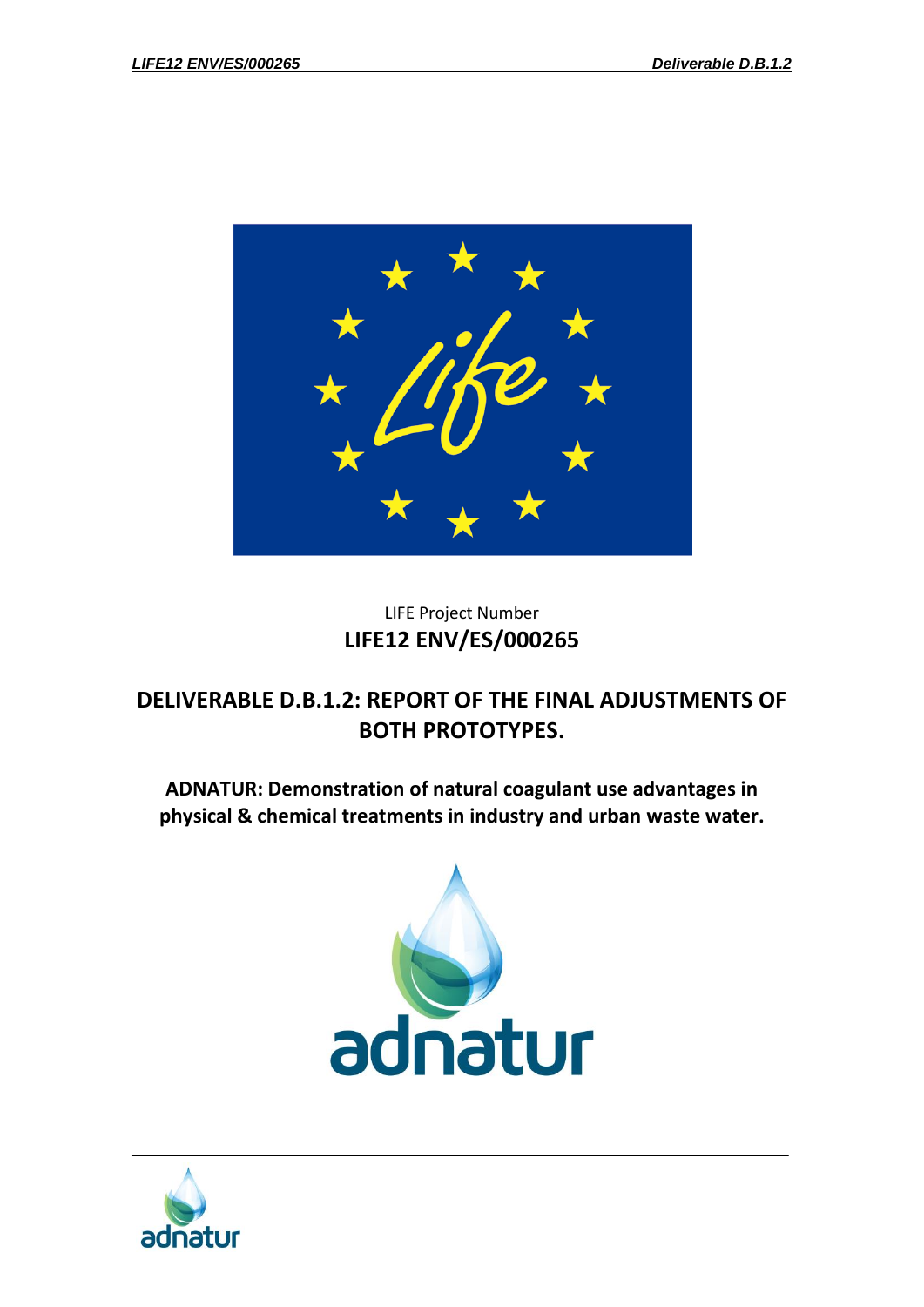LIFE Project Number

**LIFE12 ENV/ES/000265**

# DELIVERABLE D.B.1.2: REPORT OF THE FINAL ADJUSTMENTS OF BOTH PROTOTYPES.

**ADNATUR: Demonstration of natural coagulant use advantages in physical & chemical treatments in industry and urban waste water.**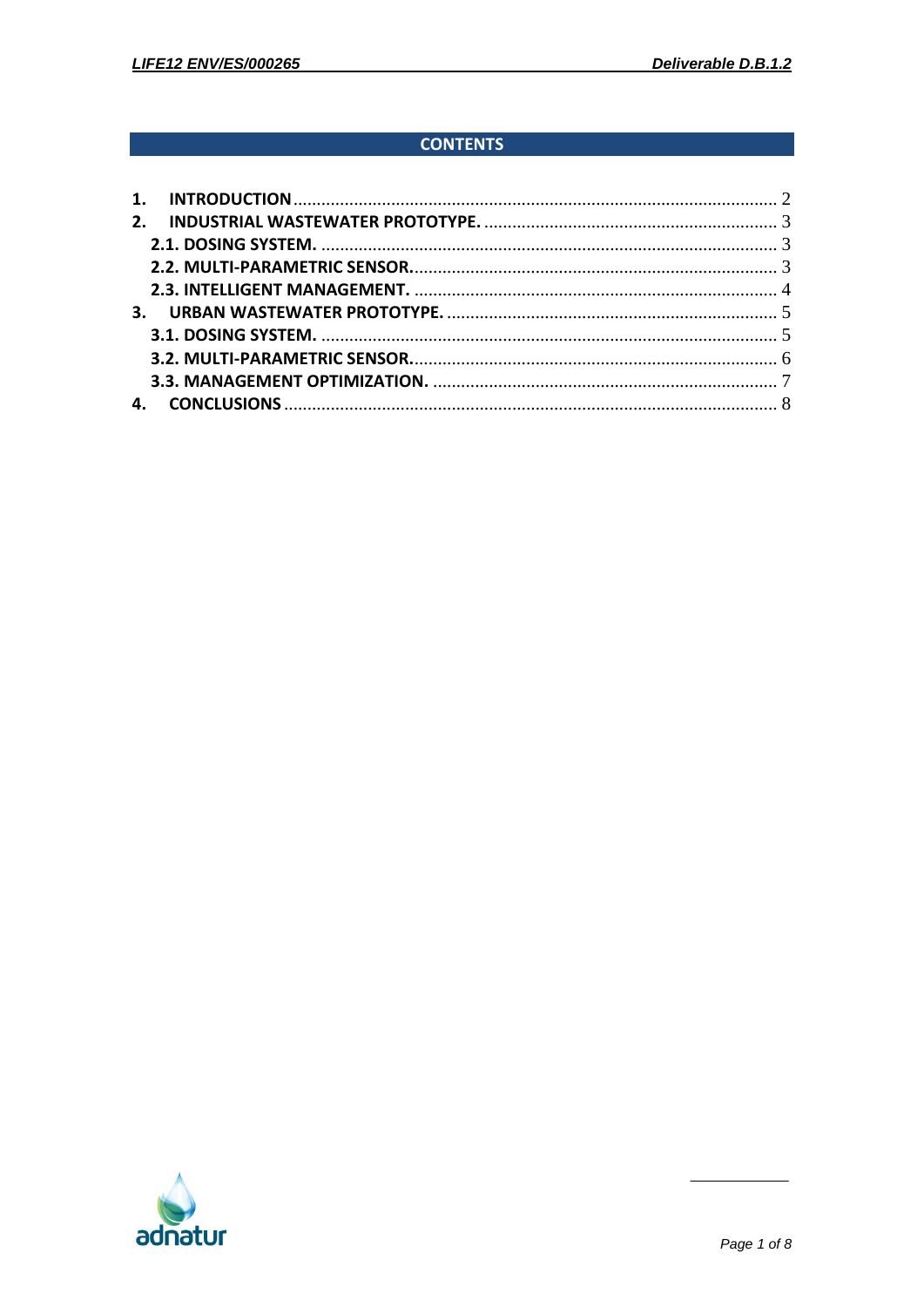## CONTENTS

1. INTRODUCTION ........ 2
2. INDUSTRIAL WASTEWATER PROTOTYPE. ........ 3
   - 2.1. DOSING SYSTEM. ........ 3
   - 2.2. MULTI-PARAMETRIC SENSOR. ........ 3
   - 2.3. INTELLIGENT MANAGEMENT. ........ 4
3. URBAN WASTEWATER PROTOTYPE. ........ 5
   - 3.1. DOSING SYSTEM. ........ 5
   - 3.2. MULTI-PARAMETRIC SENSOR. ........ 6
   - 3.3. MANAGEMENT OPTIMIZATION. ........ 7
4. CONCLUSIONS ........ 8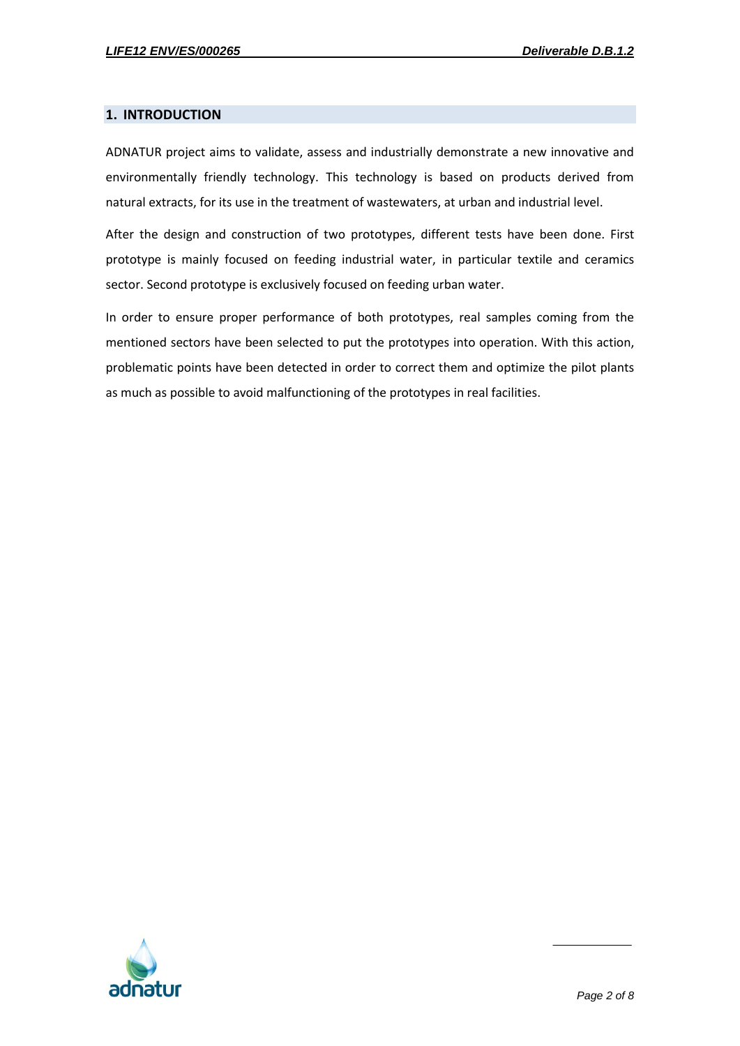## 1. INTRODUCTION

ADNATUR project aims to validate, assess and industrially demonstrate a new innovative and environmentally friendly technology. This technology is based on products derived from natural extracts, for its use in the treatment of wastewaters, at urban and industrial level.

After the design and construction of two prototypes, different tests have been done. First prototype is mainly focused on feeding industrial water, in particular textile and ceramics sector. Second prototype is exclusively focused on feeding urban water.

In order to ensure proper performance of both prototypes, real samples coming from the mentioned sectors have been selected to put the prototypes into operation. With this action, problematic points have been detected in order to correct them and optimize the pilot plants as much as possible to avoid malfunctioning of the prototypes in real facilities.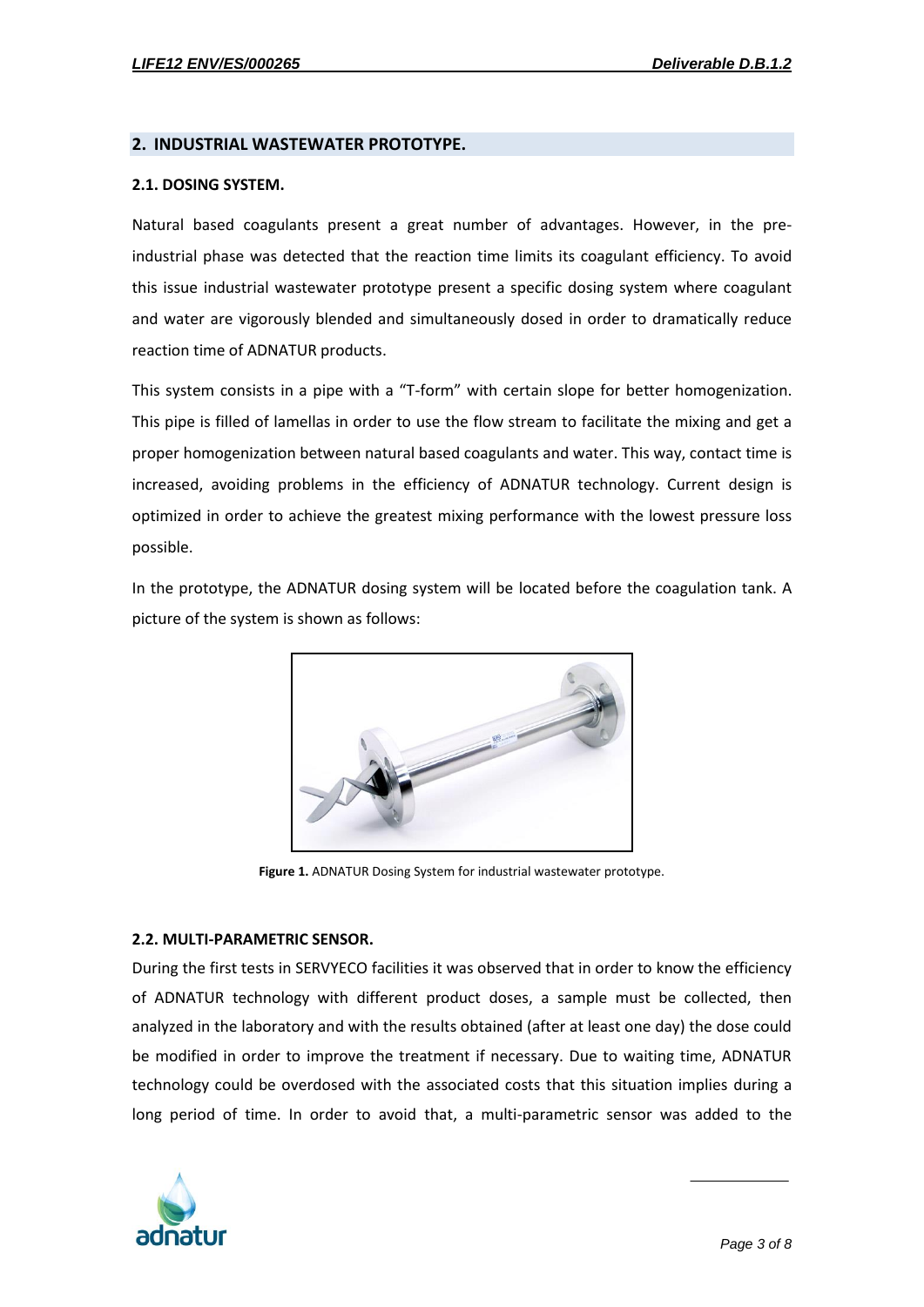## 2. INDUSTRIAL WASTEWATER PROTOTYPE.

### 2.1. DOSING SYSTEM.

Natural based coagulants present a great number of advantages. However, in the pre-industrial phase was detected that the reaction time limits its coagulant efficiency. To avoid this issue industrial wastewater prototype present a specific dosing system where coagulant and water are vigorously blended and simultaneously dosed in order to dramatically reduce reaction time of ADNATUR products.

This system consists in a pipe with a "T-form" with certain slope for better homogenization. This pipe is filled of lamellas in order to use the flow stream to facilitate the mixing and get a proper homogenization between natural based coagulants and water. This way, contact time is increased, avoiding problems in the efficiency of ADNATUR technology. Current design is optimized in order to achieve the greatest mixing performance with the lowest pressure loss possible.

In the prototype, the ADNATUR dosing system will be located before the coagulation tank. A picture of the system is shown as follows:

**Figure 1.** ADNATUR Dosing System for industrial wastewater prototype.

### 2.2. MULTI-PARAMETRIC SENSOR.

During the first tests in SERVYECO facilities it was observed that in order to know the efficiency of ADNATUR technology with different product doses, a sample must be collected, then analyzed in the laboratory and with the results obtained (after at least one day) the dose could be modified in order to improve the treatment if necessary. Due to waiting time, ADNATUR technology could be overdosed with the associated costs that this situation implies during a long period of time. In order to avoid that, a multi-parametric sensor was added to the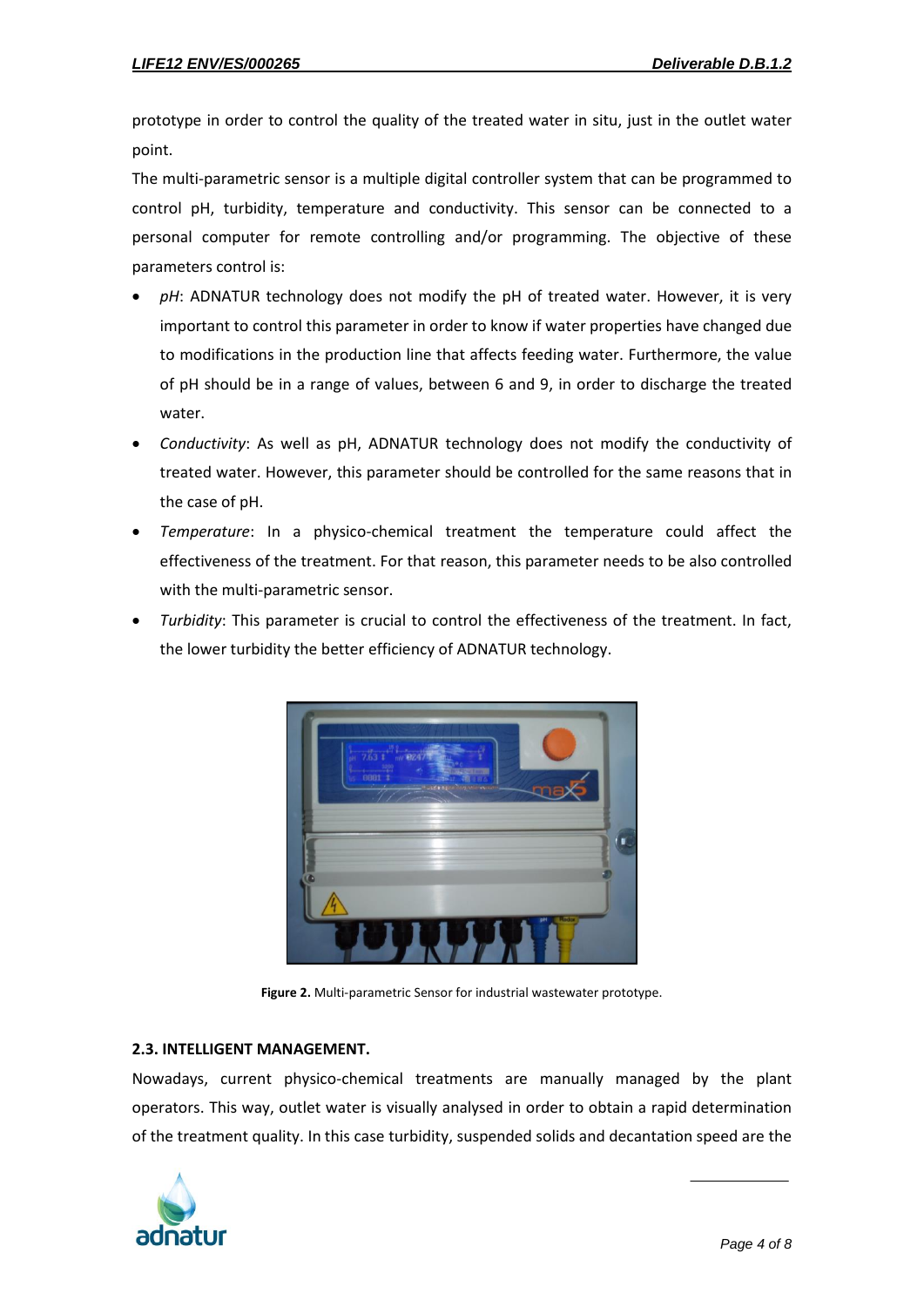prototype in order to control the quality of the treated water in situ, just in the outlet water point.

The multi-parametric sensor is a multiple digital controller system that can be programmed to control pH, turbidity, temperature and conductivity. This sensor can be connected to a personal computer for remote controlling and/or programming. The objective of these parameters control is:

- *pH*: ADNATUR technology does not modify the pH of treated water. However, it is very important to control this parameter in order to know if water properties have changed due to modifications in the production line that affects feeding water. Furthermore, the value of pH should be in a range of values, between 6 and 9, in order to discharge the treated water.
- *Conductivity*: As well as pH, ADNATUR technology does not modify the conductivity of treated water. However, this parameter should be controlled for the same reasons that in the case of pH.
- *Temperature*: In a physico-chemical treatment the temperature could affect the effectiveness of the treatment. For that reason, this parameter needs to be also controlled with the multi-parametric sensor.
- *Turbidity*: This parameter is crucial to control the effectiveness of the treatment. In fact, the lower turbidity the better efficiency of ADNATUR technology.

**Figure 2.** Multi-parametric Sensor for industrial wastewater prototype.

### 2.3. INTELLIGENT MANAGEMENT.

Nowadays, current physico-chemical treatments are manually managed by the plant operators. This way, outlet water is visually analysed in order to obtain a rapid determination of the treatment quality. In this case turbidity, suspended solids and decantation speed are the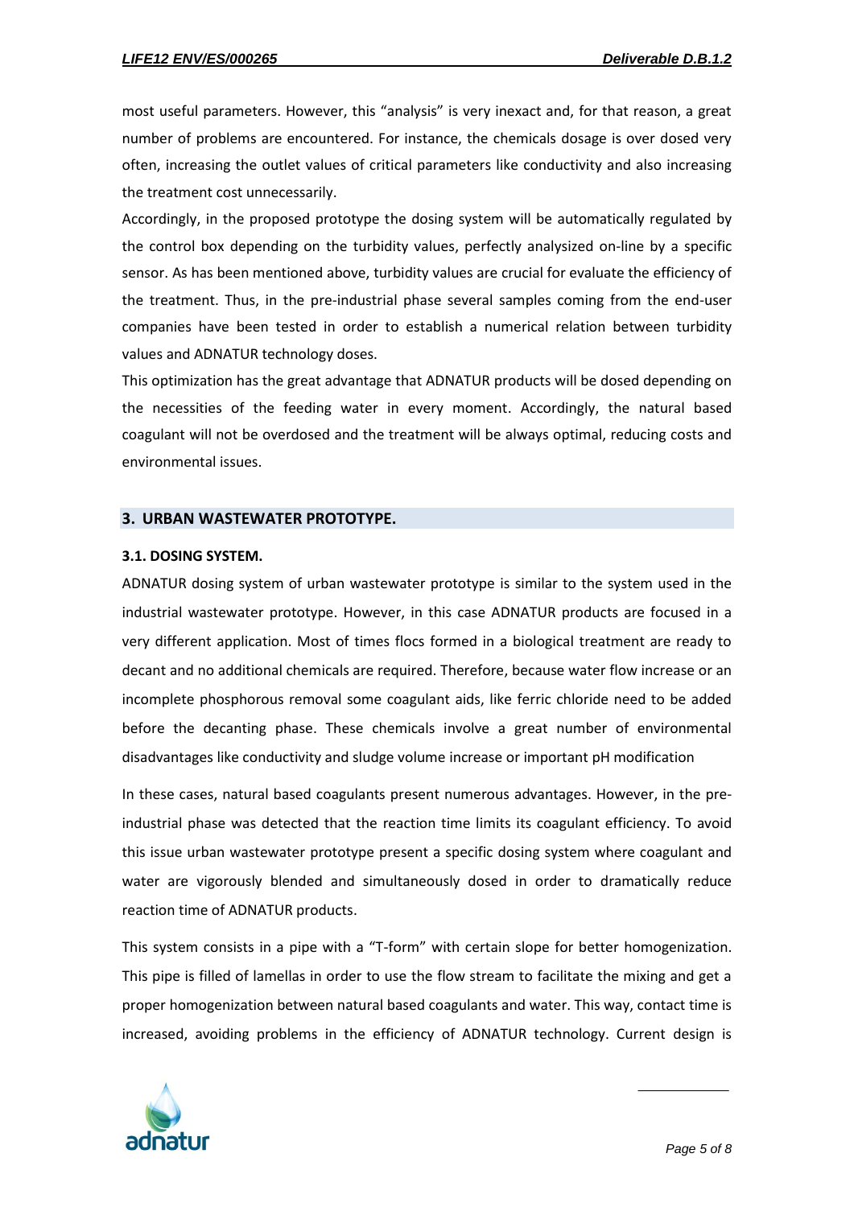most useful parameters. However, this "analysis" is very inexact and, for that reason, a great number of problems are encountered. For instance, the chemicals dosage is over dosed very often, increasing the outlet values of critical parameters like conductivity and also increasing the treatment cost unnecessarily.

Accordingly, in the proposed prototype the dosing system will be automatically regulated by the control box depending on the turbidity values, perfectly analyzed on-line by a specific sensor. As has been mentioned above, turbidity values are crucial for evaluate the efficiency of the treatment. Thus, in the pre-industrial phase several samples coming from the end-user companies have been tested in order to establish a numerical relation between turbidity values and ADNATUR technology doses.

This optimization has the great advantage that ADNATUR products will be dosed depending on the necessities of the feeding water in every moment. Accordingly, the natural based coagulant will not be overdosed and the treatment will be always optimal, reducing costs and environmental issues.

## 3. URBAN WASTEWATER PROTOTYPE.

### 3.1. DOSING SYSTEM.

ADNATUR dosing system of urban wastewater prototype is similar to the system used in the industrial wastewater prototype. However, in this case ADNATUR products are focused in a very different application. Most of times flocs formed in a biological treatment are ready to decant and no additional chemicals are required. Therefore, because water flow increase or an incomplete phosphorous removal some coagulant aids, like ferric chloride need to be added before the decanting phase. These chemicals involve a great number of environmental disadvantages like conductivity and sludge volume increase or important pH modification

In these cases, natural based coagulants present numerous advantages. However, in the pre-industrial phase was detected that the reaction time limits its coagulant efficiency. To avoid this issue urban wastewater prototype present a specific dosing system where coagulant and water are vigorously blended and simultaneously dosed in order to dramatically reduce reaction time of ADNATUR products.

This system consists in a pipe with a "T-form" with certain slope for better homogenization. This pipe is filled of lamellas in order to use the flow stream to facilitate the mixing and get a proper homogenization between natural based coagulants and water. This way, contact time is increased, avoiding problems in the efficiency of ADNATUR technology. Current design is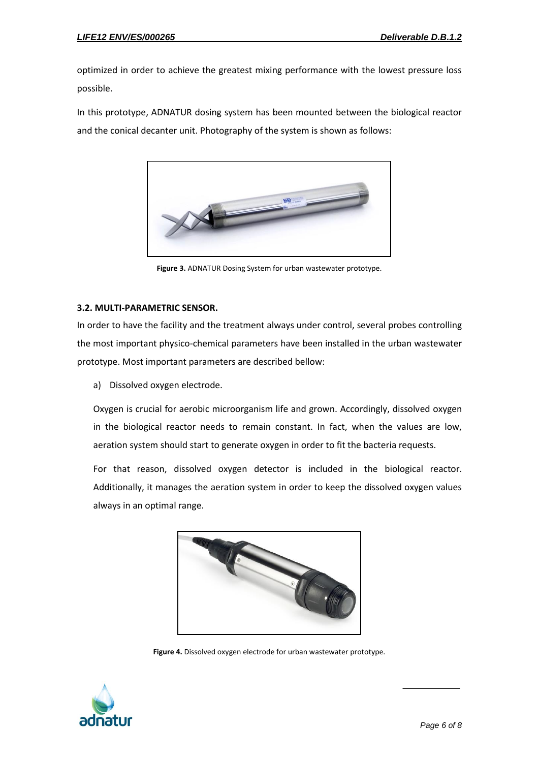optimized in order to achieve the greatest mixing performance with the lowest pressure loss possible.

In this prototype, ADNATUR dosing system has been mounted between the biological reactor and the conical decanter unit. Photography of the system is shown as follows:

**Figure 3.** ADNATUR Dosing System for urban wastewater prototype.

#### 3.2. MULTI-PARAMETRIC SENSOR.

In order to have the facility and the treatment always under control, several probes controlling the most important physico-chemical parameters have been installed in the urban wastewater prototype. Most important parameters are described bellow:

a) Dissolved oxygen electrode.

Oxygen is crucial for aerobic microorganism life and grown. Accordingly, dissolved oxygen in the biological reactor needs to remain constant. In fact, when the values are low, aeration system should start to generate oxygen in order to fit the bacteria requests.

For that reason, dissolved oxygen detector is included in the biological reactor. Additionally, it manages the aeration system in order to keep the dissolved oxygen values always in an optimal range.

**Figure 4.** Dissolved oxygen electrode for urban wastewater prototype.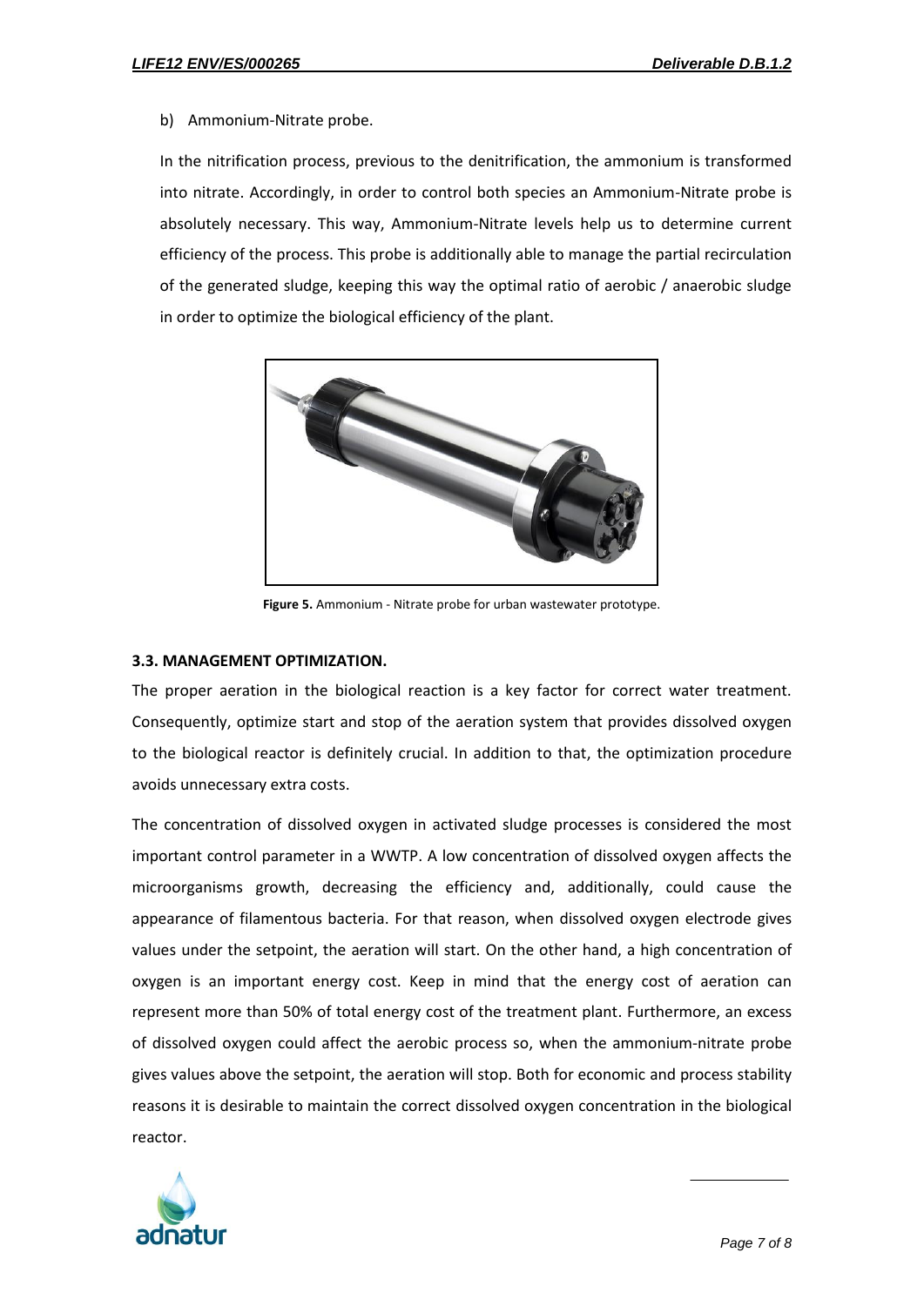b) Ammonium-Nitrate probe.

In the nitrification process, previous to the denitrification, the ammonium is transformed into nitrate. Accordingly, in order to control both species an Ammonium-Nitrate probe is absolutely necessary. This way, Ammonium-Nitrate levels help us to determine current efficiency of the process. This probe is additionally able to manage the partial recirculation of the generated sludge, keeping this way the optimal ratio of aerobic / anaerobic sludge in order to optimize the biological efficiency of the plant.

**Figure 5.** Ammonium - Nitrate probe for urban wastewater prototype.

### 3.3. MANAGEMENT OPTIMIZATION.

The proper aeration in the biological reaction is a key factor for correct water treatment. Consequently, optimize start and stop of the aeration system that provides dissolved oxygen to the biological reactor is definitely crucial. In addition to that, the optimization procedure avoids unnecessary extra costs.

The concentration of dissolved oxygen in activated sludge processes is considered the most important control parameter in a WWTP. A low concentration of dissolved oxygen affects the microorganisms growth, decreasing the efficiency and, additionally, could cause the appearance of filamentous bacteria. For that reason, when dissolved oxygen electrode gives values under the setpoint, the aeration will start. On the other hand, a high concentration of oxygen is an important energy cost. Keep in mind that the energy cost of aeration can represent more than 50% of total energy cost of the treatment plant. Furthermore, an excess of dissolved oxygen could affect the aerobic process so, when the ammonium-nitrate probe gives values above the setpoint, the aeration will stop. Both for economic and process stability reasons it is desirable to maintain the correct dissolved oxygen concentration in the biological reactor.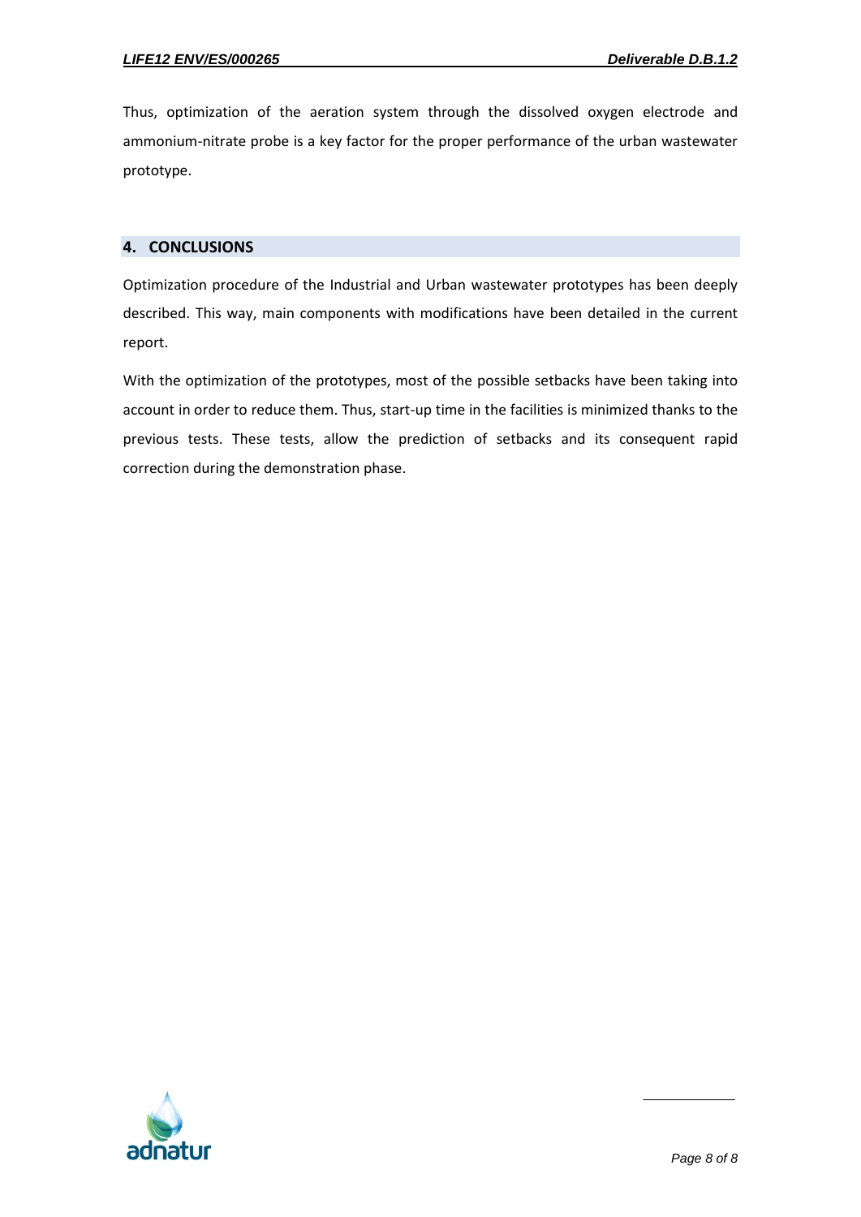Thus, optimization of the aeration system through the dissolved oxygen electrode and ammonium-nitrate probe is a key factor for the proper performance of the urban wastewater prototype.

## 4. CONCLUSIONS

Optimization procedure of the Industrial and Urban wastewater prototypes has been deeply described. This way, main components with modifications have been detailed in the current report.

With the optimization of the prototypes, most of the possible setbacks have been taking into account in order to reduce them. Thus, start-up time in the facilities is minimized thanks to the previous tests. These tests, allow the prediction of setbacks and its consequent rapid correction during the demonstration phase.